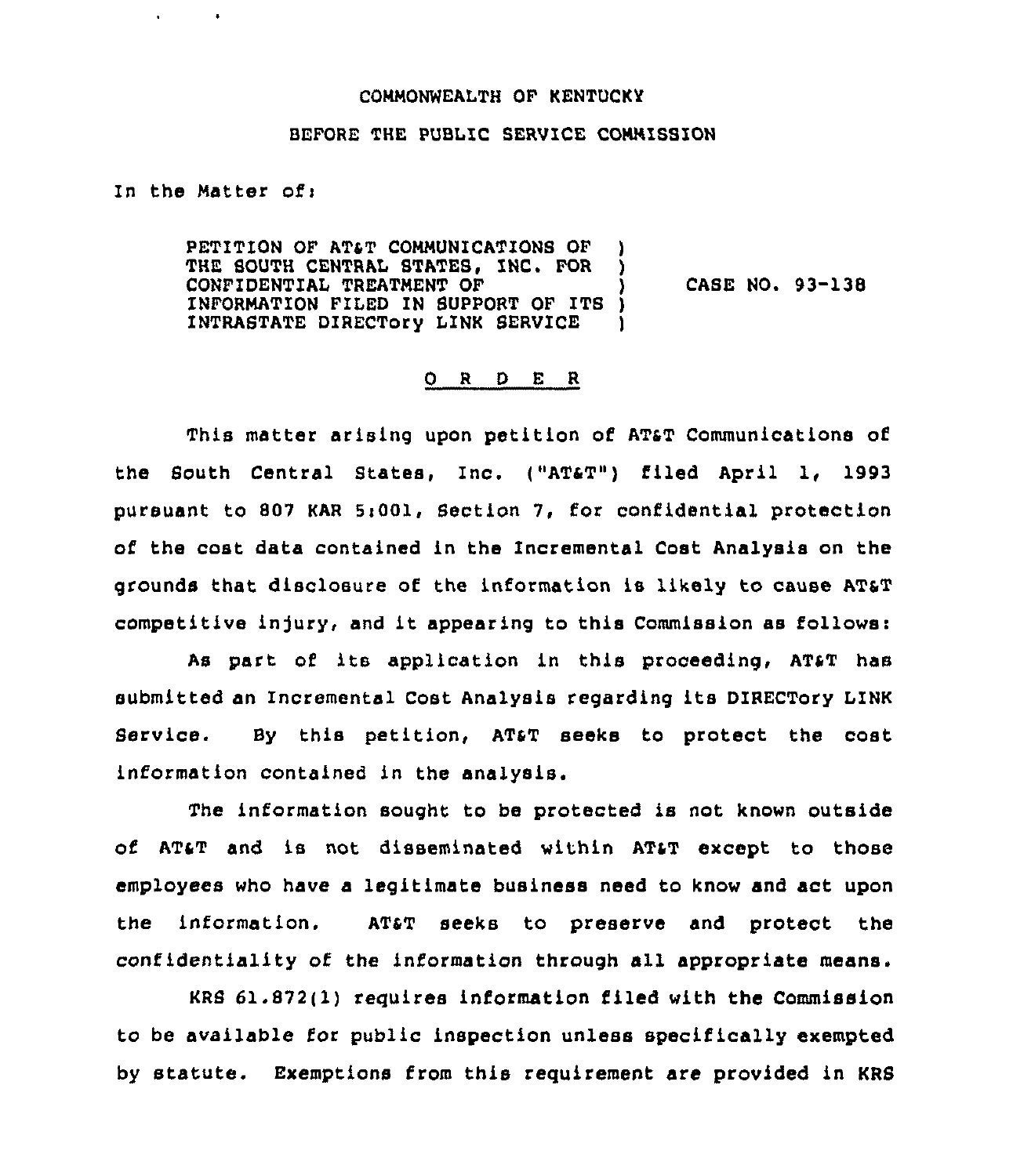COMMONWEALTH OF KENTUCKY

BEFORE THE PUBLIC SERVICE COMMISSION

In the Matter of:

PETITION OF AT&T COMMUNICATIONS OF THE SOUTH CENTRAL STATES, INC. FOR CONFIDENTIAL TREATMENT OF INFORMATION FILED IN SUPPORT OF ITS INTRASTATE DIRECTory LINK SERVICE ) CASE NO. 93-138

O R D E R

This matter arising upon petition of AT&T Communications of the South Central States, Inc. ("AT&T") filed April 1, 1993 pursuant to 807 KAR 5:001, Section 7, for confidential protection of the cost data contained in the Incremental Cost Analysis on the grounds that disclosure of the information is likely to cause AT&T competitive injury, and it appearing to this Commission as follows:

As part of its application in this proceeding, AT&T has submitted an Incremental Cost Analysis regarding its DIRECTory LINK Service. By this petition, AT&T seeks to protect the cost information contained in the analysis.

The information sought to be protected is not known outside of AT&T and is not disseminated within AT&T except to those employees who have a legitimate business need to know and act upon the information. AT&T seeks to preserve and protect the confidentiality of the information through all appropriate means.

KRS 61.872(1) requires information filed with the Commission to be available for public inspection unless specifically exempted by statute. Exemptions from this requirement are provided in KRS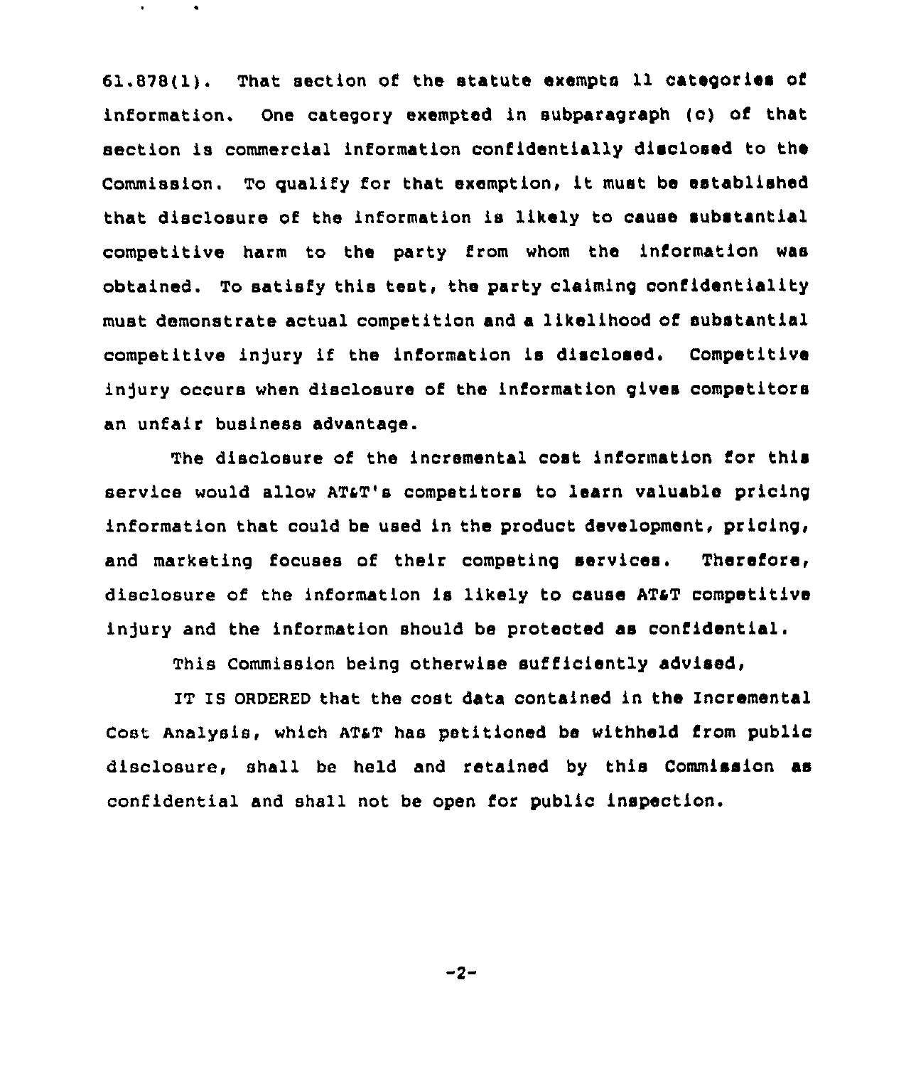61.878(1). That section of the statute exempts 11 categories of information. One category exempted in subparagraph (c) of that section is commercial information confidentially disclosed to the Commission. To qualify for that exemption, it must be established that disclosure of the information is likely to cause substantial competitive harm to the party from whom the information was obtained. To satisfy this test, the party claiming confidentiality must demonstrate actual competition and a likelihood of substantial competitive injury if the information is disclosed. Competitive injury occurs when disclosure of the information gives competitors an unfair business advantage.

The disclosure of the incremental cost information for this service would allow AT&T's competitors to learn valuable pricing information that could be used in the product development, pricing, and marketing focuses of their competing services. Therefore, disclosure of the information is likely to cause AT&T competitive injury and the information should be protected as confidential.

This Commission being otherwise sufficiently advised,

IT IS ORDERED that the cost data contained in the Incremental Cost Analysis, which AT&T has petitioned be withheld from public disclosure, shall be held and retained by this Commission as confidential and shall not be open for public inspection.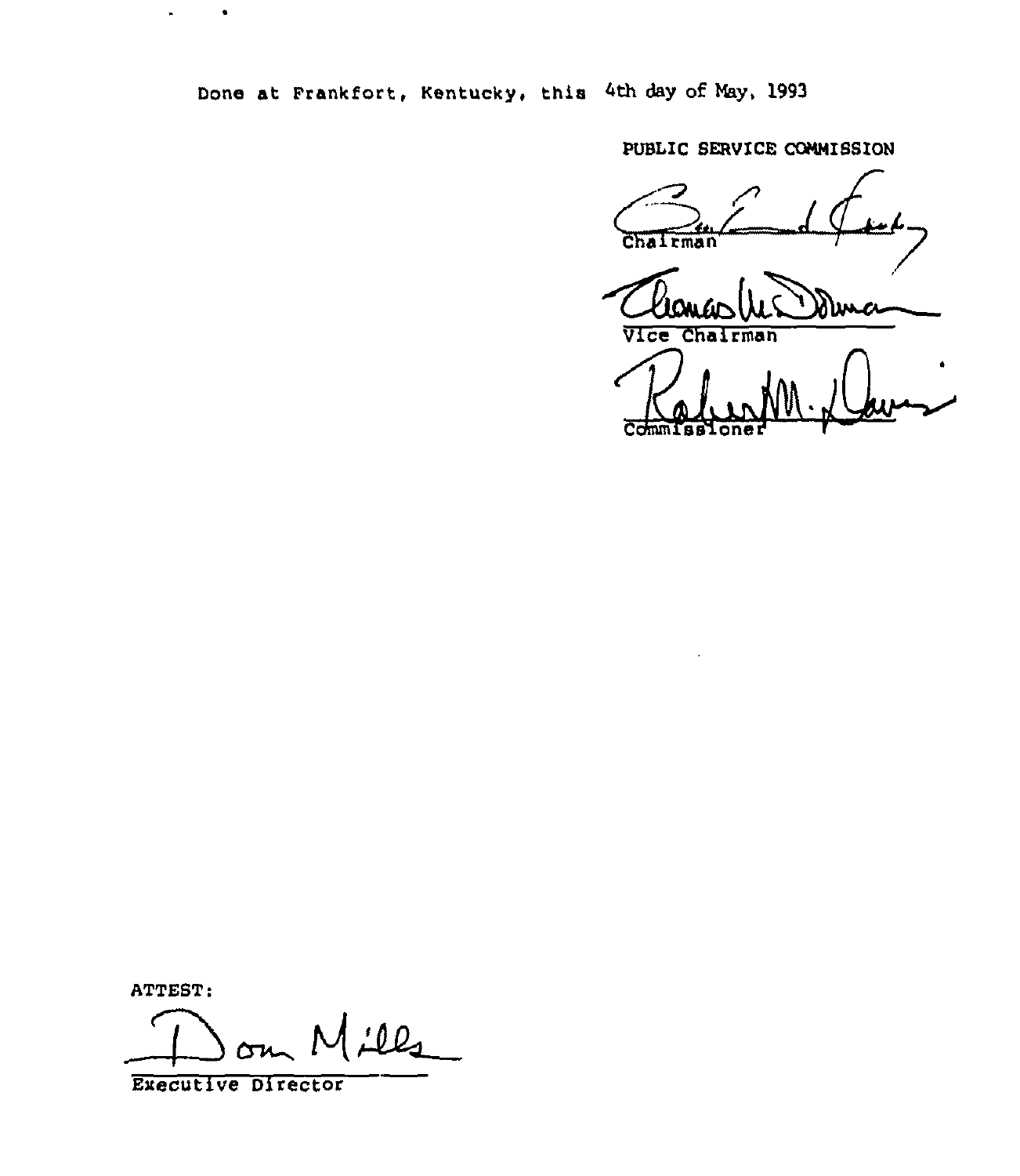Done at Frankfort, Kentucky, this 4th day of May, 1993

PUBLIC SERVICE COMMISSION

Chairman

Vice Chairman

Commissioner

ATTEST:

Executive Director